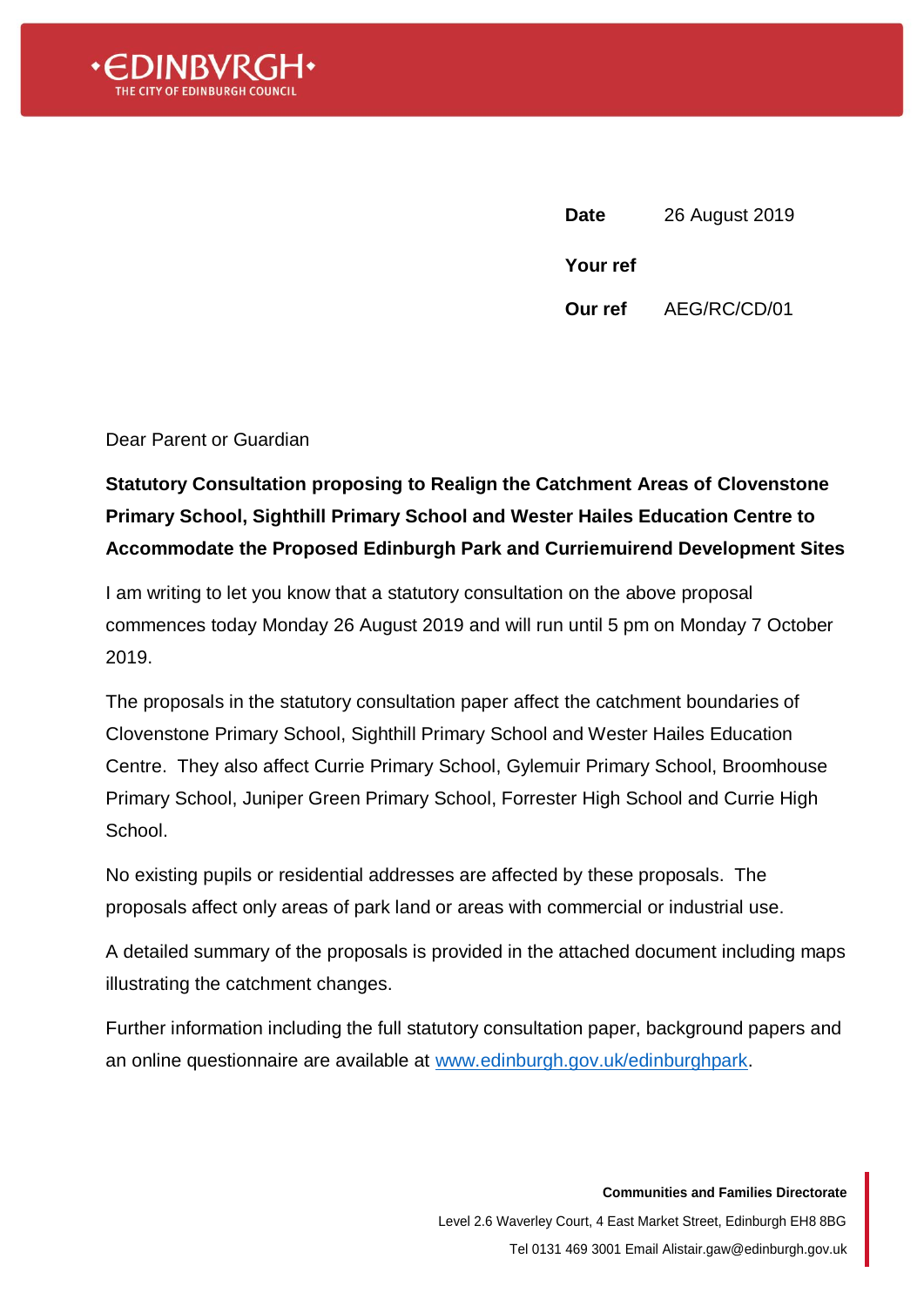•EDINBVRGH•
THE CITY OF EDINBURGH COUNCIL

| | |
|---|---|
| **Date** | 26 August 2019 |
| **Your ref** | |
| **Our ref** | AEG/RC/CD/01 |

Dear Parent or Guardian

**Statutory Consultation proposing to Realign the Catchment Areas of Clovenstone Primary School, Sighthill Primary School and Wester Hailes Education Centre to Accommodate the Proposed Edinburgh Park and Curriemuirend Development Sites**

I am writing to let you know that a statutory consultation on the above proposal commences today Monday 26 August 2019 and will run until 5 pm on Monday 7 October 2019.

The proposals in the statutory consultation paper affect the catchment boundaries of Clovenstone Primary School, Sighthill Primary School and Wester Hailes Education Centre. They also affect Currie Primary School, Gylemuir Primary School, Broomhouse Primary School, Juniper Green Primary School, Forrester High School and Currie High School.

No existing pupils or residential addresses are affected by these proposals. The proposals affect only areas of park land or areas with commercial or industrial use.

A detailed summary of the proposals is provided in the attached document including maps illustrating the catchment changes.

Further information including the full statutory consultation paper, background papers and an online questionnaire are available at [www.edinburgh.gov.uk/edinburghpark](http://www.edinburgh.gov.uk/edinburghpark).

**Communities and Families Directorate**
Level 2.6 Waverley Court, 4 East Market Street, Edinburgh EH8 8BG
Tel 0131 469 3001 Email Alistair.gaw@edinburgh.gov.uk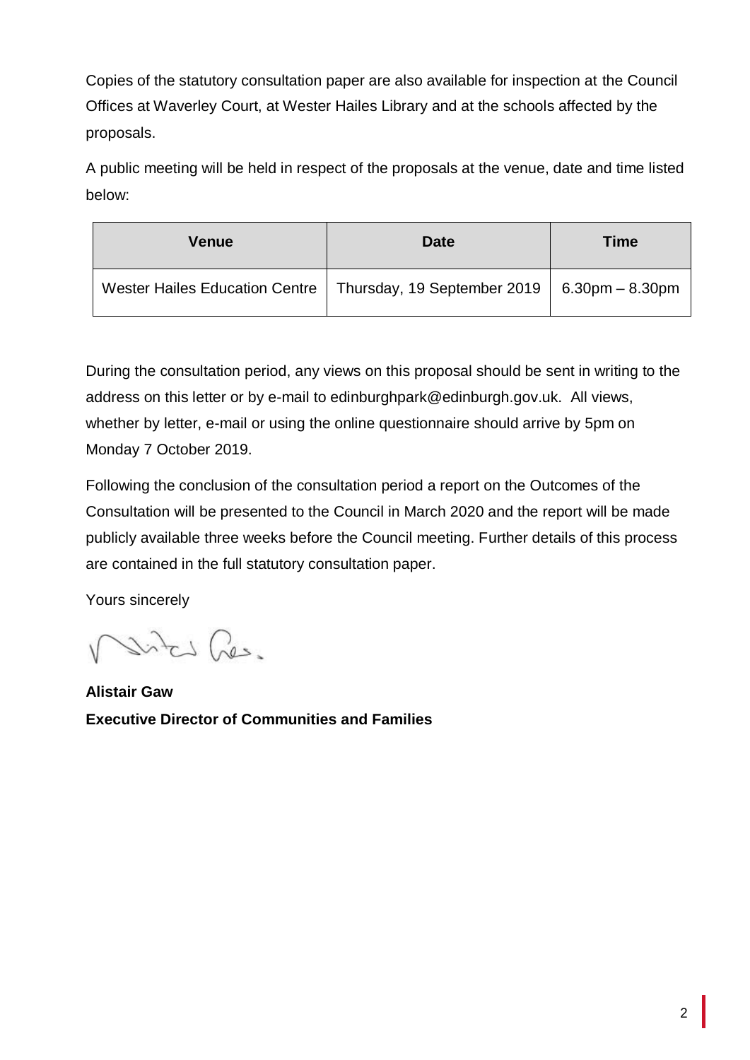Copies of the statutory consultation paper are also available for inspection at the Council Offices at Waverley Court, at Wester Hailes Library and at the schools affected by the proposals.

A public meeting will be held in respect of the proposals at the venue, date and time listed below:

| Venue | Date | Time |
| --- | --- | --- |
| Wester Hailes Education Centre | Thursday, 19 September 2019 | 6.30pm – 8.30pm |

During the consultation period, any views on this proposal should be sent in writing to the address on this letter or by e-mail to edinburghpark@edinburgh.gov.uk. All views, whether by letter, e-mail or using the online questionnaire should arrive by 5pm on Monday 7 October 2019.

Following the conclusion of the consultation period a report on the Outcomes of the Consultation will be presented to the Council in March 2020 and the report will be made publicly available three weeks before the Council meeting. Further details of this process are contained in the full statutory consultation paper.

Yours sincerely

**Alistair Gaw**
**Executive Director of Communities and Families**